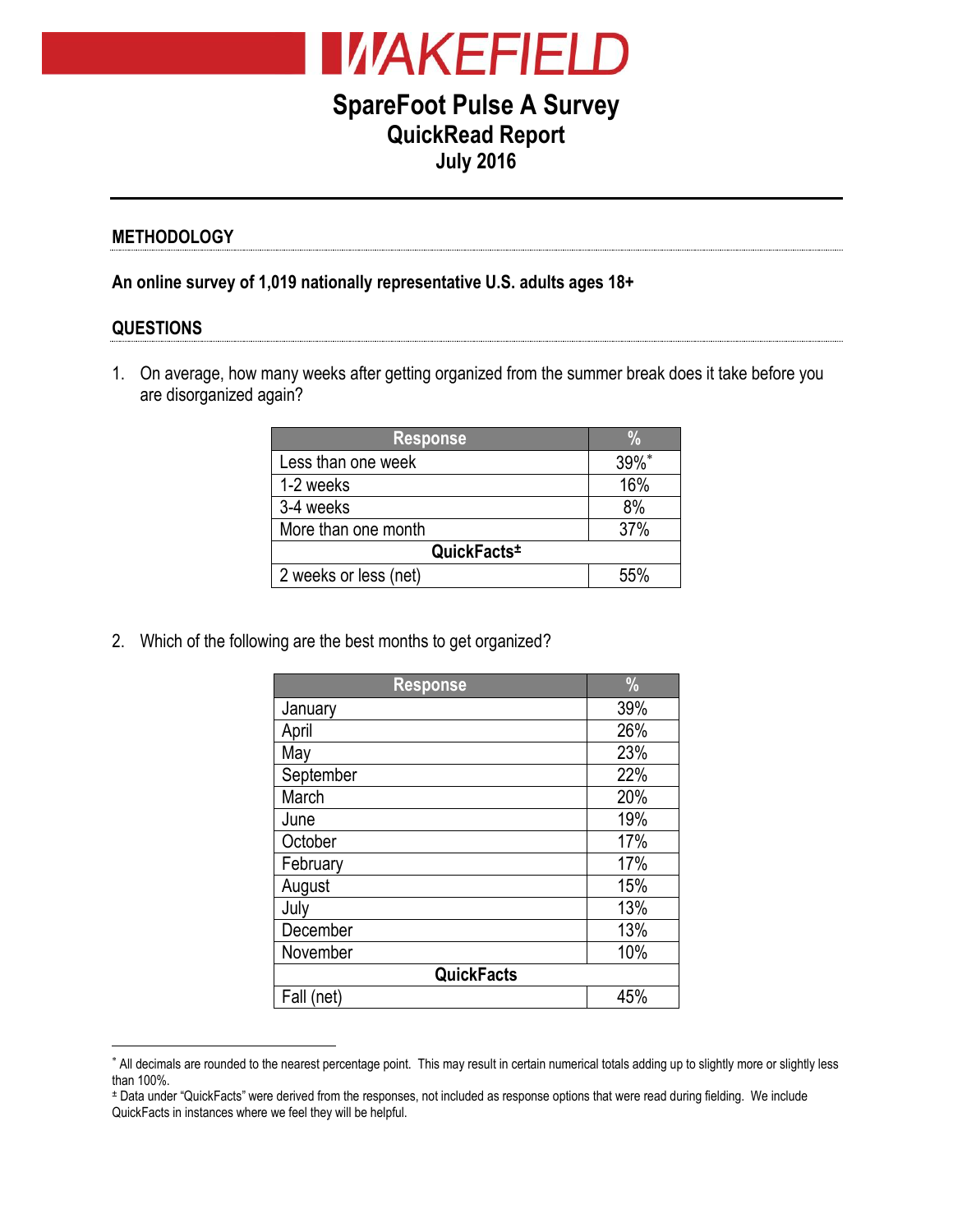# WAKEFIELD

## SpareFoot Pulse A Survey
## QuickRead Report
## July 2016

### METHODOLOGY

**An online survey of 1,019 nationally representative U.S. adults ages 18+**

### QUESTIONS

1. On average, how many weeks after getting organized from the summer break does it take before you are disorganized again?

| Response | % |
|---|---|
| Less than one week | 39%* |
| 1-2 weeks | 16% |
| 3-4 weeks | 8% |
| More than one month | 37% |
| **QuickFacts±** | |
| 2 weeks or less (net) | 55% |

2. Which of the following are the best months to get organized?

| Response | % |
|---|---|
| January | 39% |
| April | 26% |
| May | 23% |
| September | 22% |
| March | 20% |
| June | 19% |
| October | 17% |
| February | 17% |
| August | 15% |
| July | 13% |
| December | 13% |
| November | 10% |
| **QuickFacts** | |
| Fall (net) | 45% |

* All decimals are rounded to the nearest percentage point. This may result in certain numerical totals adding up to slightly more or slightly less than 100%.

± Data under "QuickFacts" were derived from the responses, not included as response options that were read during fielding. We include QuickFacts in instances where we feel they will be helpful.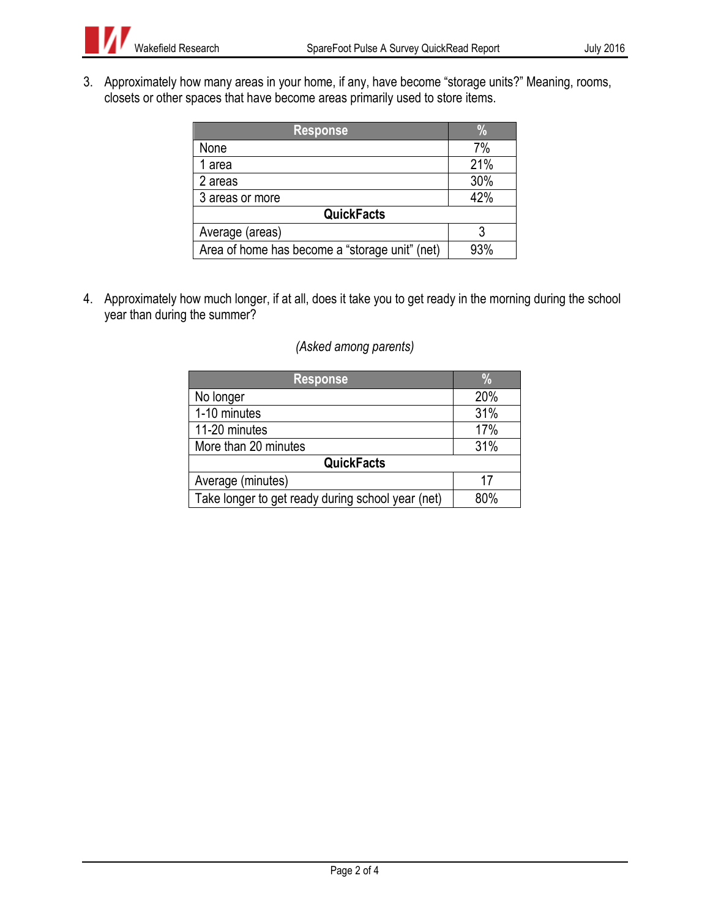3. Approximately how many areas in your home, if any, have become "storage units?" Meaning, rooms, closets or other spaces that have become areas primarily used to store items.

| Response | % |
|---|---|
| None | 7% |
| 1 area | 21% |
| 2 areas | 30% |
| 3 areas or more | 42% |
| **QuickFacts** | |
| Average (areas) | 3 |
| Area of home has become a "storage unit" (net) | 93% |

4. Approximately how much longer, if at all, does it take you to get ready in the morning during the school year than during the summer?

*(Asked among parents)*

| Response | % |
|---|---|
| No longer | 20% |
| 1-10 minutes | 31% |
| 11-20 minutes | 17% |
| More than 20 minutes | 31% |
| **QuickFacts** | |
| Average (minutes) | 17 |
| Take longer to get ready during school year (net) | 80% |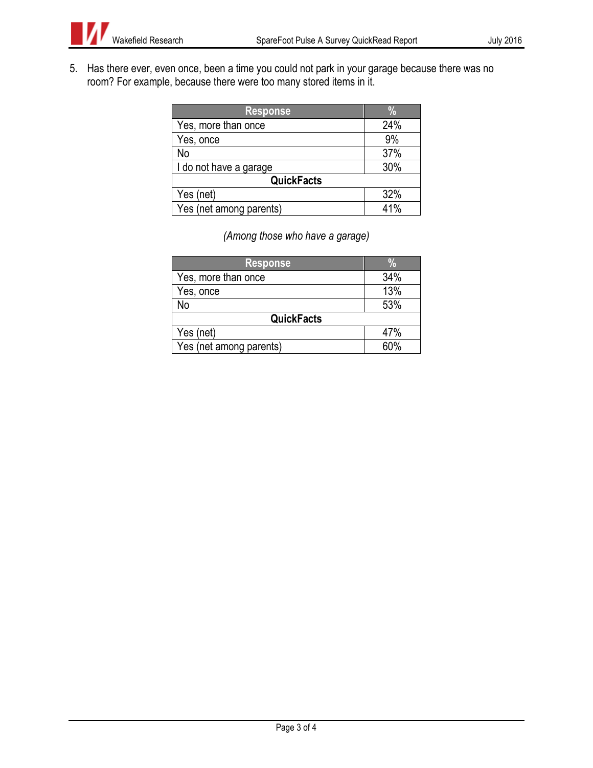5. Has there ever, even once, been a time you could not park in your garage because there was no room? For example, because there were too many stored items in it.

| Response | % |
|---|---|
| Yes, more than once | 24% |
| Yes, once | 9% |
| No | 37% |
| I do not have a garage | 30% |
| **QuickFacts** | |
| Yes (net) | 32% |
| Yes (net among parents) | 41% |

*(Among those who have a garage)*

| Response | % |
|---|---|
| Yes, more than once | 34% |
| Yes, once | 13% |
| No | 53% |
| **QuickFacts** | |
| Yes (net) | 47% |
| Yes (net among parents) | 60% |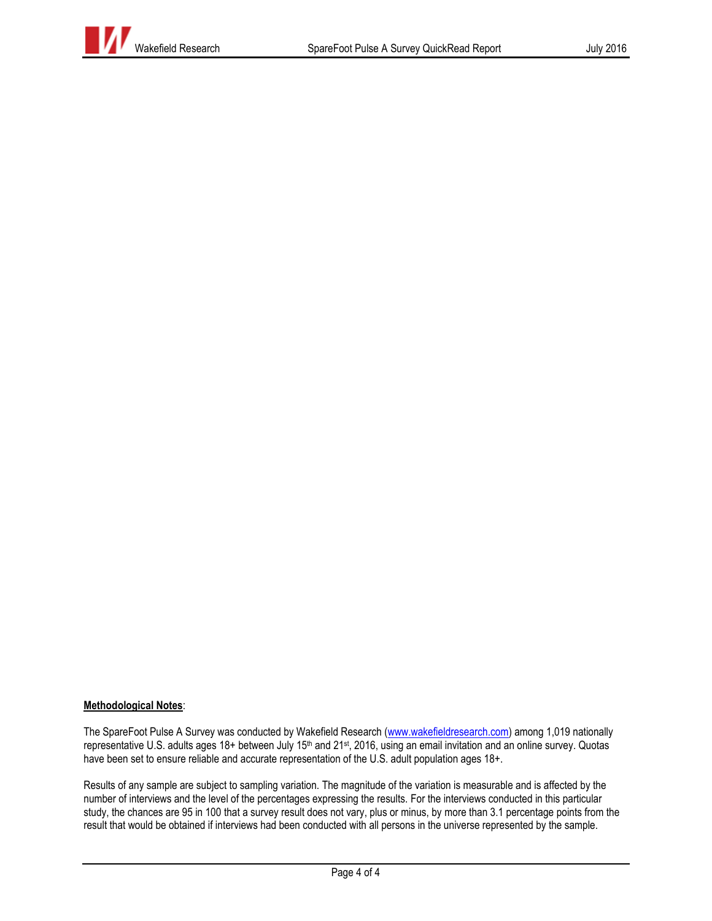**Methodological Notes**:

The SpareFoot Pulse A Survey was conducted by Wakefield Research (www.wakefieldresearch.com) among 1,019 nationally representative U.S. adults ages 18+ between July 15th and 21st, 2016, using an email invitation and an online survey. Quotas have been set to ensure reliable and accurate representation of the U.S. adult population ages 18+.

Results of any sample are subject to sampling variation. The magnitude of the variation is measurable and is affected by the number of interviews and the level of the percentages expressing the results. For the interviews conducted in this particular study, the chances are 95 in 100 that a survey result does not vary, plus or minus, by more than 3.1 percentage points from the result that would be obtained if interviews had been conducted with all persons in the universe represented by the sample.